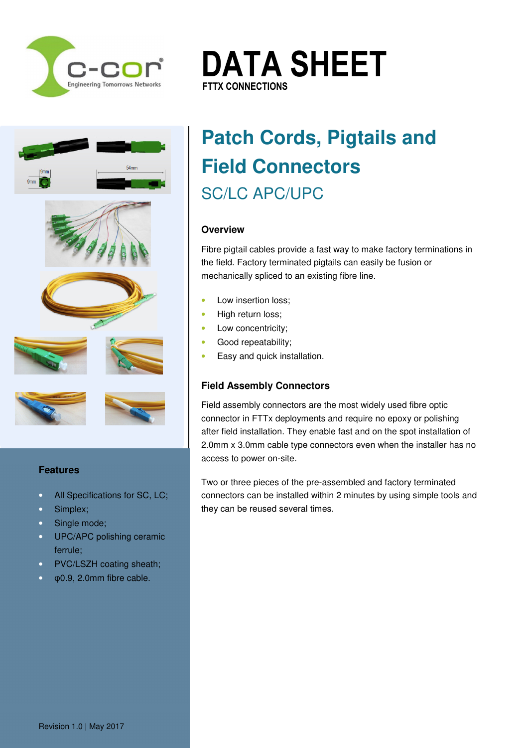# DATA SHEET

**FTTX CONNECTIONS**

## Patch Cords, Pigtails and Field Connectors

### SC/LC APC/UPC

#### Overview

Fibre pigtail cables provide a fast way to make factory terminations in the field. Factory terminated pigtails can easily be fusion or mechanically spliced to an existing fibre line.

- Low insertion loss;
- High return loss;
- Low concentricity;
- Good repeatability;
- Easy and quick installation.

#### Field Assembly Connectors

Field assembly connectors are the most widely used fibre optic connector in FTTx deployments and require no epoxy or polishing after field installation. They enable fast and on the spot installation of 2.0mm x 3.0mm cable type connectors even when the installer has no access to power on-site.

Two or three pieces of the pre-assembled and factory terminated connectors can be installed within 2 minutes by using simple tools and they can be reused several times.

#### Features

- All Specifications for SC, LC;
- Simplex;
- Single mode;
- UPC/APC polishing ceramic ferrule;
- PVC/LSZH coating sheath;
- φ0.9, 2.0mm fibre cable.

Revision 1.0 | May 2017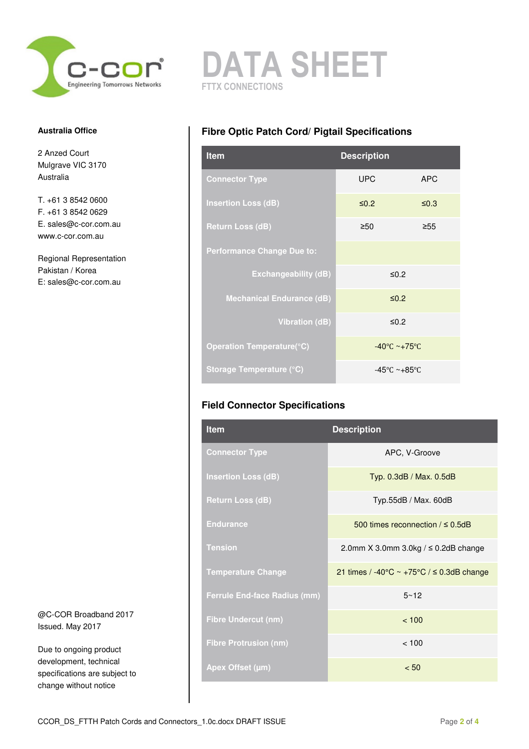# DATA SHEET

FTTX CONNECTIONS

**Australia Office**

2 Anzed Court
Mulgrave VIC 3170
Australia

T. +61 3 8542 0600
F. +61 3 8542 0629
E. sales@c-cor.com.au
www.c-cor.com.au

Regional Representation
Pakistan / Korea
E: sales@c-cor.com.au

## Fibre Optic Patch Cord/ Pigtail Specifications

| Item | Description | |
|---|---|---|
| Connector Type | UPC | APC |
| Insertion Loss (dB) | ≤0.2 | ≤0.3 |
| Return Loss (dB) | ≥50 | ≥55 |
| Performance Change Due to: | | |
| Exchangeability (dB) | ≤0.2 | |
| Mechanical Endurance (dB) | ≤0.2 | |
| Vibration (dB) | ≤0.2 | |
| Operation Temperature(°C) | -40℃ ~+75℃ | |
| Storage Temperature (°C) | -45℃ ~+85℃ | |

## Field Connector Specifications

| Item | Description |
|---|---|
| Connector Type | APC, V-Groove |
| Insertion Loss (dB) | Typ. 0.3dB / Max. 0.5dB |
| Return Loss (dB) | Typ.55dB / Max. 60dB |
| Endurance | 500 times reconnection / ≤ 0.5dB |
| Tension | 2.0mm X 3.0mm 3.0kg / ≤ 0.2dB change |
| Temperature Change | 21 times / -40°C ~ +75°C / ≤ 0.3dB change |
| Ferrule End-face Radius (mm) | 5~12 |
| Fibre Undercut (nm) | < 100 |
| Fibre Protrusion (nm) | < 100 |
| Apex Offset (μm) | < 50 |

@C-COR Broadband 2017
Issued. May 2017

Due to ongoing product development, technical specifications are subject to change without notice

CCOR_DS_FTTH Patch Cords and Connectors_1.0c.docx DRAFT ISSUE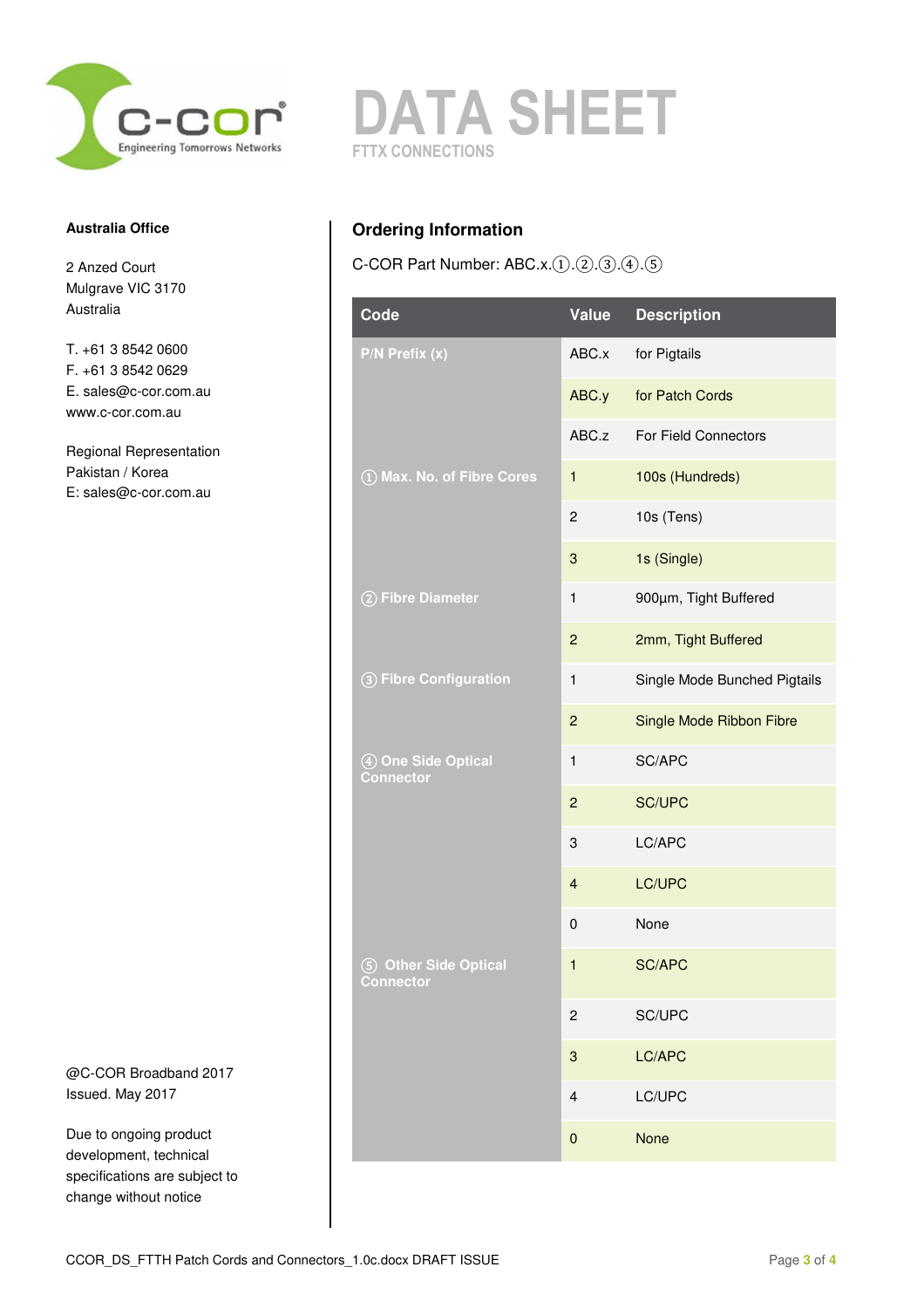# DATA SHEET

FTTX CONNECTIONS

**Australia Office**

2 Anzed Court
Mulgrave VIC 3170
Australia

T. +61 3 8542 0600
F. +61 3 8542 0629
E. sales@c-cor.com.au
www.c-cor.com.au

Regional Representation
Pakistan / Korea
E: sales@c-cor.com.au

@C-COR Broadband 2017
Issued. May 2017

Due to ongoing product development, technical specifications are subject to change without notice

## Ordering Information

C-COR Part Number: ABC.x.①.②.③.④.⑤

| Code | Value | Description |
|---|---|---|
| P/N Prefix (x) | ABC.x | for Pigtails |
| | ABC.y | for Patch Cords |
| | ABC.z | For Field Connectors |
| ① Max. No. of Fibre Cores | 1 | 100s (Hundreds) |
| | 2 | 10s (Tens) |
| | 3 | 1s (Single) |
| ② Fibre Diameter | 1 | 900µm, Tight Buffered |
| | 2 | 2mm, Tight Buffered |
| ③ Fibre Configuration | 1 | Single Mode Bunched Pigtails |
| | 2 | Single Mode Ribbon Fibre |
| ④ One Side Optical Connector | 1 | SC/APC |
| | 2 | SC/UPC |
| | 3 | LC/APC |
| | 4 | LC/UPC |
| | 0 | None |
| ⑤ Other Side Optical Connector | 1 | SC/APC |
| | 2 | SC/UPC |
| | 3 | LC/APC |
| | 4 | LC/UPC |
| | 0 | None |

CCOR_DS_FTTH Patch Cords and Connectors_1.0c.docx DRAFT ISSUE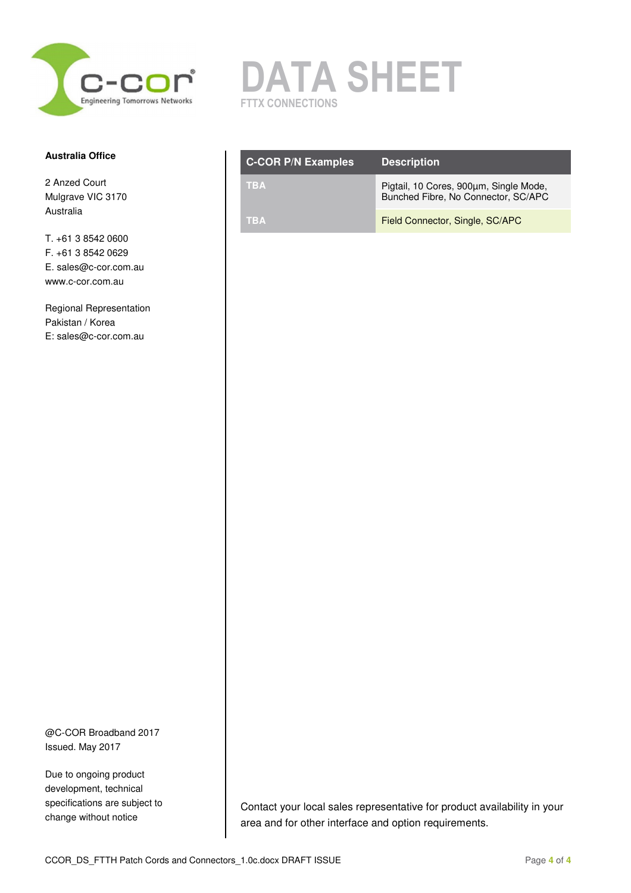# DATA SHEET

FTTX CONNECTIONS

**Australia Office**

2 Anzed Court
Mulgrave VIC 3170
Australia

T. +61 3 8542 0600
F. +61 3 8542 0629
E. sales@c-cor.com.au
www.c-cor.com.au

Regional Representation
Pakistan / Korea
E: sales@c-cor.com.au

@C-COR Broadband 2017
Issued. May 2017

Due to ongoing product development, technical specifications are subject to change without notice

| C-COR P/N Examples | Description |
|---|---|
| TBA | Pigtail, 10 Cores, 900µm, Single Mode, Bunched Fibre, No Connector, SC/APC |
| TBA | Field Connector, Single, SC/APC |

Contact your local sales representative for product availability in your area and for other interface and option requirements.

CCOR_DS_FTTH Patch Cords and Connectors_1.0c.docx DRAFT ISSUE